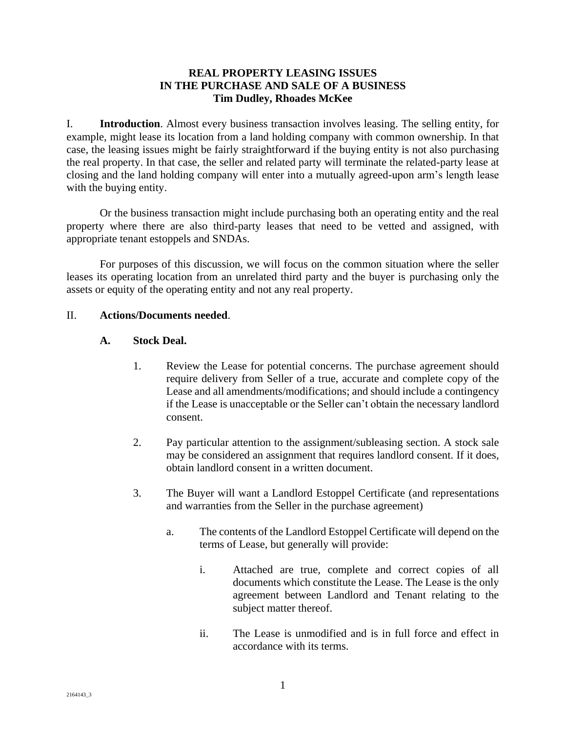# REAL PROPERTY LEASING ISSUES IN THE PURCHASE AND SALE OF A BUSINESS

**Tim Dudley, Rhoades McKee**

I. **Introduction**. Almost every business transaction involves leasing. The selling entity, for example, might lease its location from a land holding company with common ownership. In that case, the leasing issues might be fairly straightforward if the buying entity is not also purchasing the real property. In that case, the seller and related party will terminate the related-party lease at closing and the land holding company will enter into a mutually agreed-upon arm's length lease with the buying entity.

Or the business transaction might include purchasing both an operating entity and the real property where there are also third-party leases that need to be vetted and assigned, with appropriate tenant estoppels and SNDAs.

For purposes of this discussion, we will focus on the common situation where the seller leases its operating location from an unrelated third party and the buyer is purchasing only the assets or equity of the operating entity and not any real property.

II. **Actions/Documents needed**.

**A. Stock Deal.**

1. Review the Lease for potential concerns. The purchase agreement should require delivery from Seller of a true, accurate and complete copy of the Lease and all amendments/modifications; and should include a contingency if the Lease is unacceptable or the Seller can't obtain the necessary landlord consent.

2. Pay particular attention to the assignment/subleasing section. A stock sale may be considered an assignment that requires landlord consent. If it does, obtain landlord consent in a written document.

3. The Buyer will want a Landlord Estoppel Certificate (and representations and warranties from the Seller in the purchase agreement)

   a. The contents of the Landlord Estoppel Certificate will depend on the terms of Lease, but generally will provide:

      i. Attached are true, complete and correct copies of all documents which constitute the Lease. The Lease is the only agreement between Landlord and Tenant relating to the subject matter thereof.

      ii. The Lease is unmodified and is in full force and effect in accordance with its terms.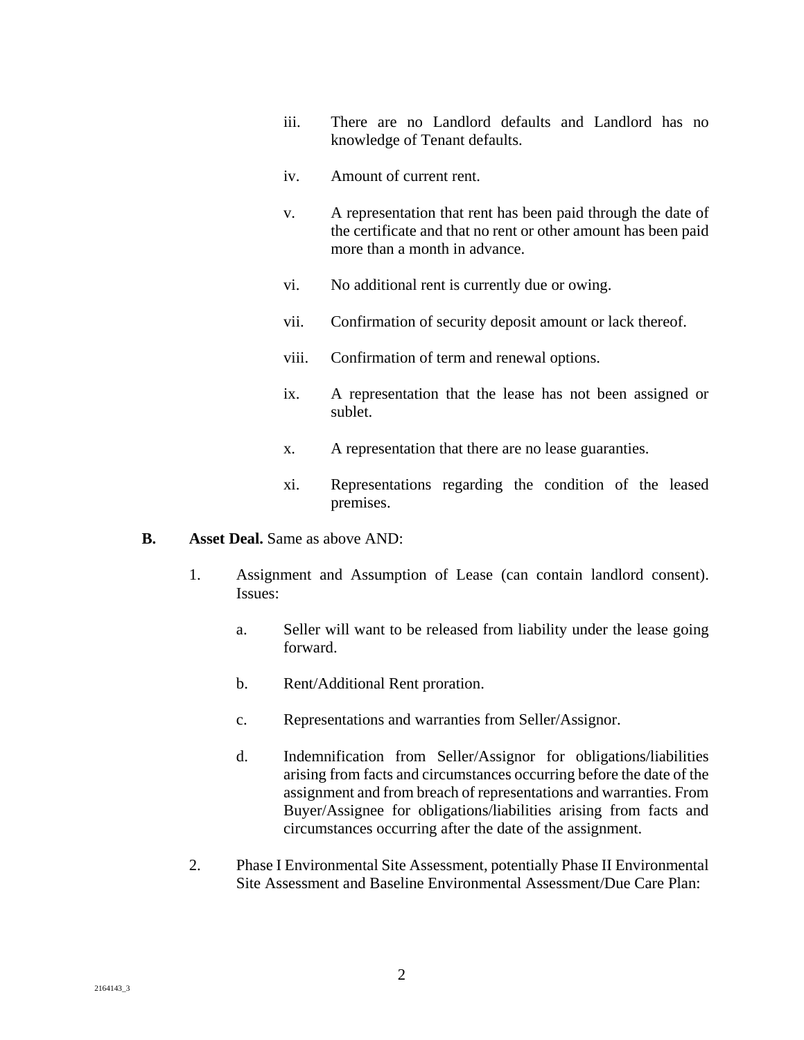iii. There are no Landlord defaults and Landlord has no knowledge of Tenant defaults.

iv. Amount of current rent.

v. A representation that rent has been paid through the date of the certificate and that no rent or other amount has been paid more than a month in advance.

vi. No additional rent is currently due or owing.

vii. Confirmation of security deposit amount or lack thereof.

viii. Confirmation of term and renewal options.

ix. A representation that the lease has not been assigned or sublet.

x. A representation that there are no lease guaranties.

xi. Representations regarding the condition of the leased premises.

**B. Asset Deal.** Same as above AND:

1. Assignment and Assumption of Lease (can contain landlord consent). Issues:

   a. Seller will want to be released from liability under the lease going forward.

   b. Rent/Additional Rent proration.

   c. Representations and warranties from Seller/Assignor.

   d. Indemnification from Seller/Assignor for obligations/liabilities arising from facts and circumstances occurring before the date of the assignment and from breach of representations and warranties. From Buyer/Assignee for obligations/liabilities arising from facts and circumstances occurring after the date of the assignment.

2. Phase I Environmental Site Assessment, potentially Phase II Environmental Site Assessment and Baseline Environmental Assessment/Due Care Plan: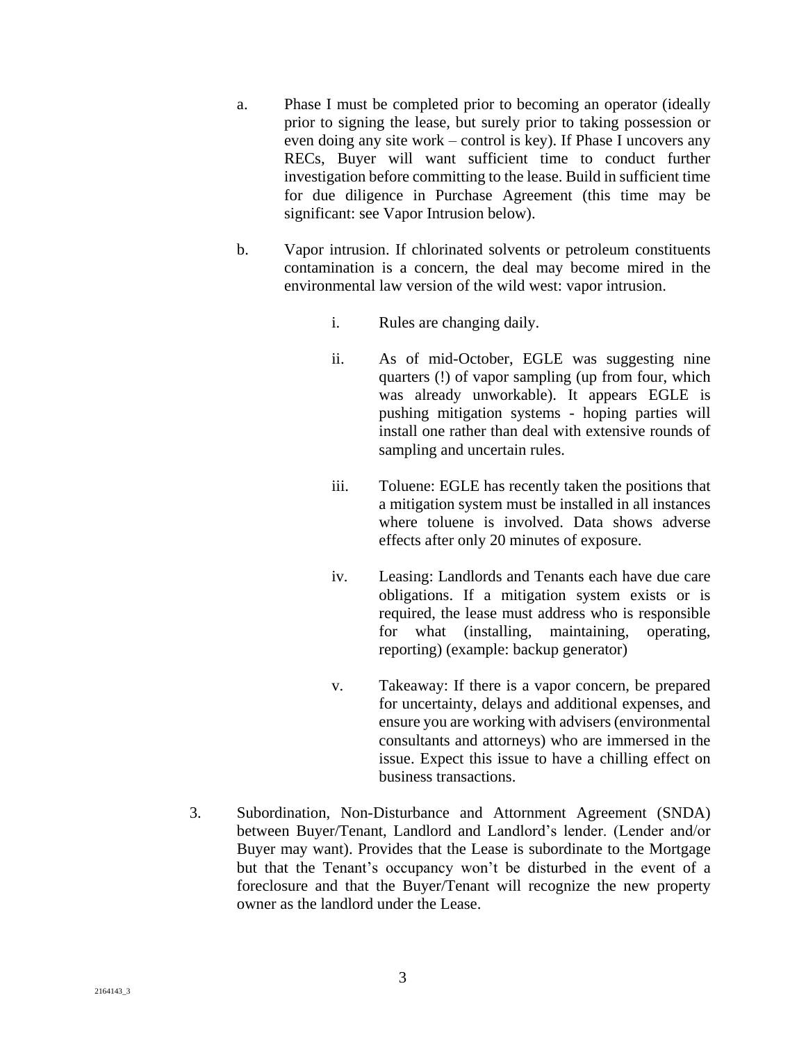a. Phase I must be completed prior to becoming an operator (ideally prior to signing the lease, but surely prior to taking possession or even doing any site work – control is key). If Phase I uncovers any RECs, Buyer will want sufficient time to conduct further investigation before committing to the lease. Build in sufficient time for due diligence in Purchase Agreement (this time may be significant: see Vapor Intrusion below).

b. Vapor intrusion. If chlorinated solvents or petroleum constituents contamination is a concern, the deal may become mired in the environmental law version of the wild west: vapor intrusion.

    i. Rules are changing daily.

    ii. As of mid-October, EGLE was suggesting nine quarters (!) of vapor sampling (up from four, which was already unworkable). It appears EGLE is pushing mitigation systems - hoping parties will install one rather than deal with extensive rounds of sampling and uncertain rules.

    iii. Toluene: EGLE has recently taken the positions that a mitigation system must be installed in all instances where toluene is involved. Data shows adverse effects after only 20 minutes of exposure.

    iv. Leasing: Landlords and Tenants each have due care obligations. If a mitigation system exists or is required, the lease must address who is responsible for what (installing, maintaining, operating, reporting) (example: backup generator)

    v. Takeaway: If there is a vapor concern, be prepared for uncertainty, delays and additional expenses, and ensure you are working with advisers (environmental consultants and attorneys) who are immersed in the issue. Expect this issue to have a chilling effect on business transactions.

3. Subordination, Non-Disturbance and Attornment Agreement (SNDA) between Buyer/Tenant, Landlord and Landlord's lender. (Lender and/or Buyer may want). Provides that the Lease is subordinate to the Mortgage but that the Tenant's occupancy won't be disturbed in the event of a foreclosure and that the Buyer/Tenant will recognize the new property owner as the landlord under the Lease.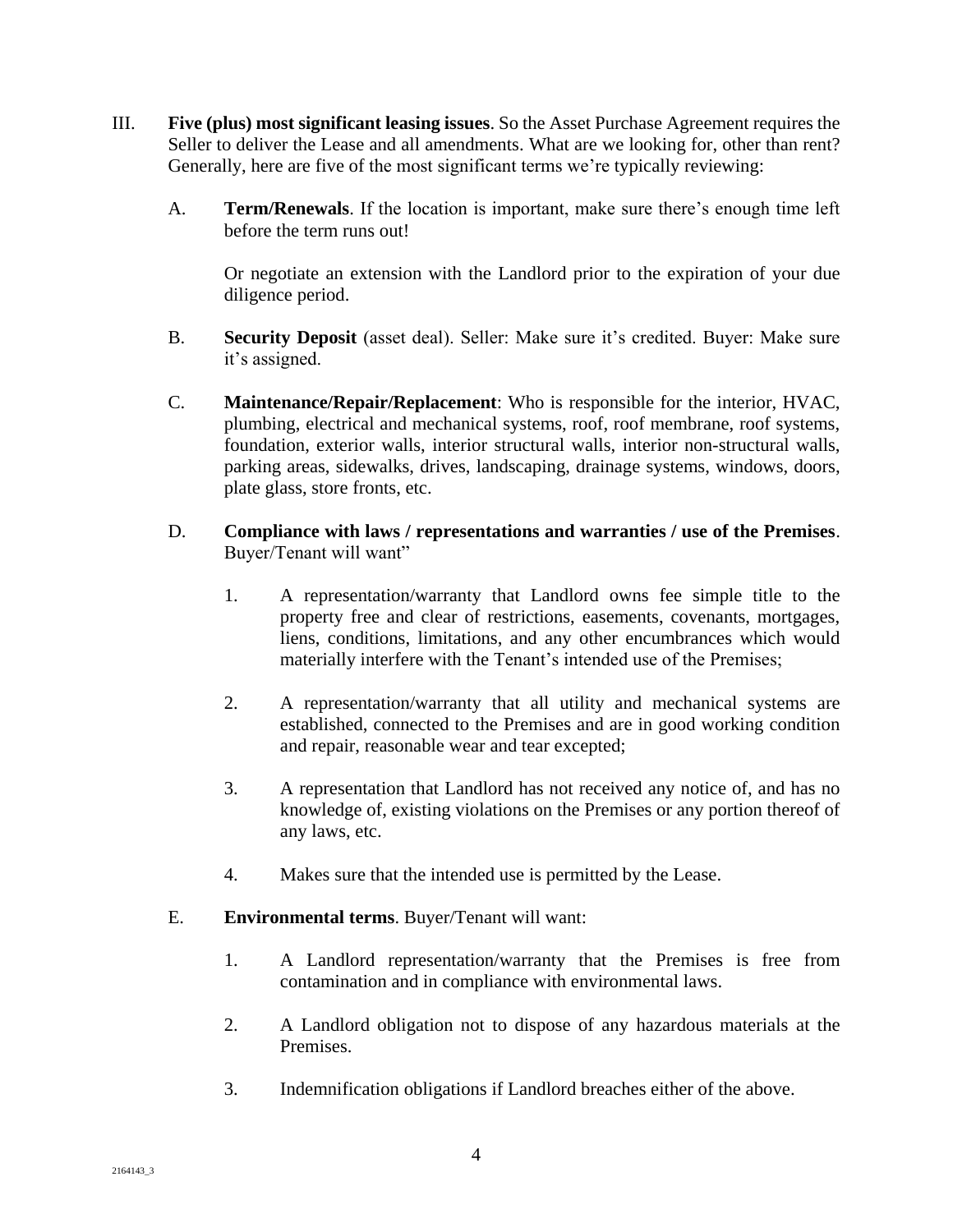III. **Five (plus) most significant leasing issues**. So the Asset Purchase Agreement requires the Seller to deliver the Lease and all amendments. What are we looking for, other than rent? Generally, here are five of the most significant terms we're typically reviewing:

A. **Term/Renewals**. If the location is important, make sure there's enough time left before the term runs out!

Or negotiate an extension with the Landlord prior to the expiration of your due diligence period.

B. **Security Deposit** (asset deal). Seller: Make sure it's credited. Buyer: Make sure it's assigned.

C. **Maintenance/Repair/Replacement**: Who is responsible for the interior, HVAC, plumbing, electrical and mechanical systems, roof, roof membrane, roof systems, foundation, exterior walls, interior structural walls, interior non-structural walls, parking areas, sidewalks, drives, landscaping, drainage systems, windows, doors, plate glass, store fronts, etc.

D. **Compliance with laws / representations and warranties / use of the Premises**. Buyer/Tenant will want"

1. A representation/warranty that Landlord owns fee simple title to the property free and clear of restrictions, easements, covenants, mortgages, liens, conditions, limitations, and any other encumbrances which would materially interfere with the Tenant's intended use of the Premises;

2. A representation/warranty that all utility and mechanical systems are established, connected to the Premises and are in good working condition and repair, reasonable wear and tear excepted;

3. A representation that Landlord has not received any notice of, and has no knowledge of, existing violations on the Premises or any portion thereof of any laws, etc.

4. Makes sure that the intended use is permitted by the Lease.

E. **Environmental terms**. Buyer/Tenant will want:

1. A Landlord representation/warranty that the Premises is free from contamination and in compliance with environmental laws.

2. A Landlord obligation not to dispose of any hazardous materials at the Premises.

3. Indemnification obligations if Landlord breaches either of the above.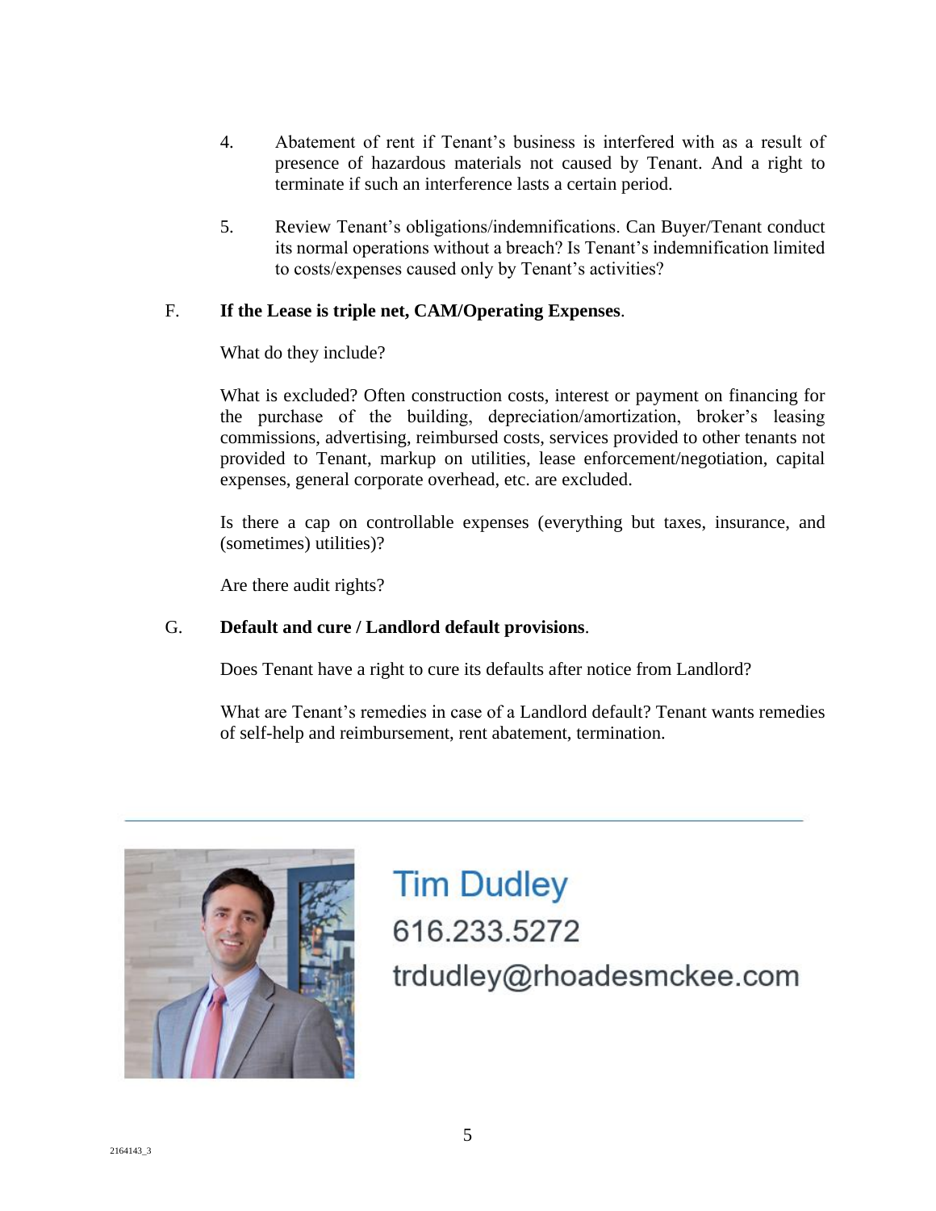4. Abatement of rent if Tenant's business is interfered with as a result of presence of hazardous materials not caused by Tenant. And a right to terminate if such an interference lasts a certain period.

5. Review Tenant's obligations/indemnifications. Can Buyer/Tenant conduct its normal operations without a breach? Is Tenant's indemnification limited to costs/expenses caused only by Tenant's activities?

F. **If the Lease is triple net, CAM/Operating Expenses**.

What do they include?

What is excluded? Often construction costs, interest or payment on financing for the purchase of the building, depreciation/amortization, broker's leasing commissions, advertising, reimbursed costs, services provided to other tenants not provided to Tenant, markup on utilities, lease enforcement/negotiation, capital expenses, general corporate overhead, etc. are excluded.

Is there a cap on controllable expenses (everything but taxes, insurance, and (sometimes) utilities)?

Are there audit rights?

G. **Default and cure / Landlord default provisions**.

Does Tenant have a right to cure its defaults after notice from Landlord?

What are Tenant's remedies in case of a Landlord default? Tenant wants remedies of self-help and reimbursement, rent abatement, termination.

---

Tim Dudley
616.233.5272
trdudley@rhoadesmckee.com

2164143_3